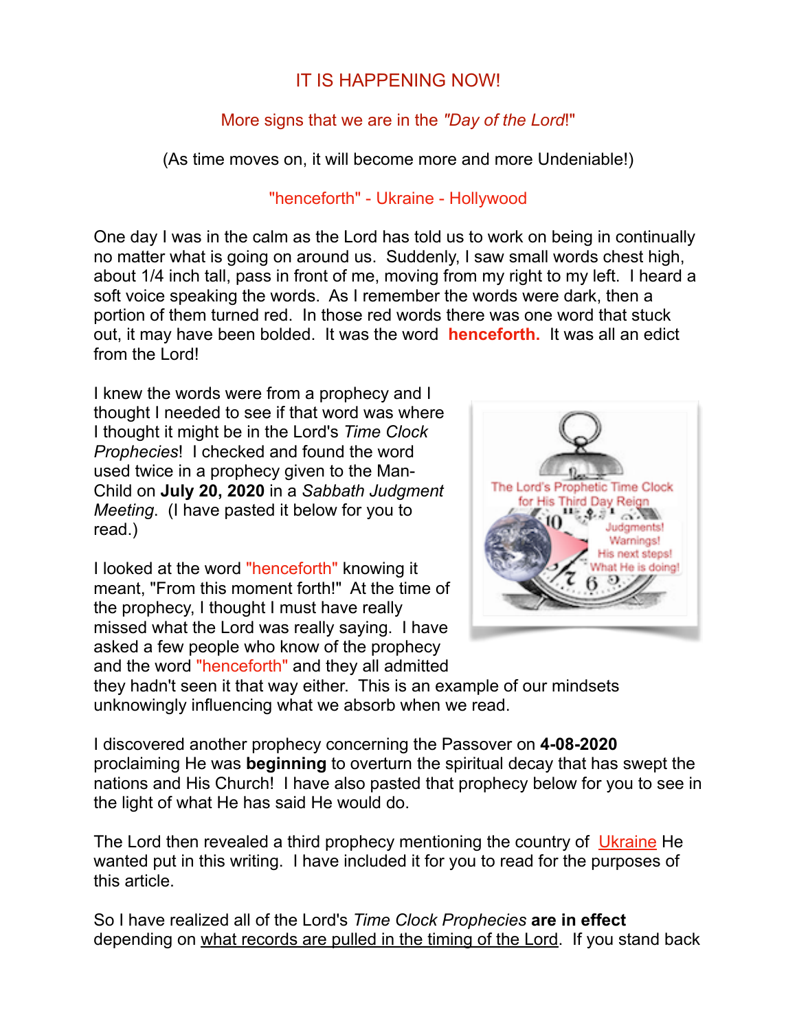# IT IS HAPPENING NOW!

## More signs that we are in the *"Day of the Lord*!"

(As time moves on, it will become more and more Undeniable!)

### "henceforth" - Ukraine - Hollywood

One day I was in the calm as the Lord has told us to work on being in continually no matter what is going on around us. Suddenly, I saw small words chest high, about 1/4 inch tall, pass in front of me, moving from my right to my left. I heard a soft voice speaking the words. As I remember the words were dark, then a portion of them turned red. In those red words there was one word that stuck out, it may have been bolded. It was the word **henceforth.** It was all an edict from the Lord!

I knew the words were from a prophecy and I thought I needed to see if that word was where I thought it might be in the Lord's *Time Clock Prophecies*! I checked and found the word used twice in a prophecy given to the Man-Child on **July 20, 2020** in a *Sabbath Judgment Meeting*. (I have pasted it below for you to read.)

I looked at the word "henceforth" knowing it meant, "From this moment forth!" At the time of the prophecy, I thought I must have really missed what the Lord was really saying. I have asked a few people who know of the prophecy and the word "henceforth" and they all admitted they hadn't seen it that way either. This is an example of our mindsets unknowingly influencing what we absorb when we read.

I discovered another prophecy concerning the Passover on **4-08-2020** proclaiming He was **beginning** to overturn the spiritual decay that has swept the nations and His Church! I have also pasted that prophecy below for you to see in the light of what He has said He would do.

The Lord then revealed a third prophecy mentioning the country of Ukraine He wanted put in this writing. I have included it for you to read for the purposes of this article.

So I have realized all of the Lord's *Time Clock Prophecies* **are in effect** depending on what records are pulled in the timing of the Lord. If you stand back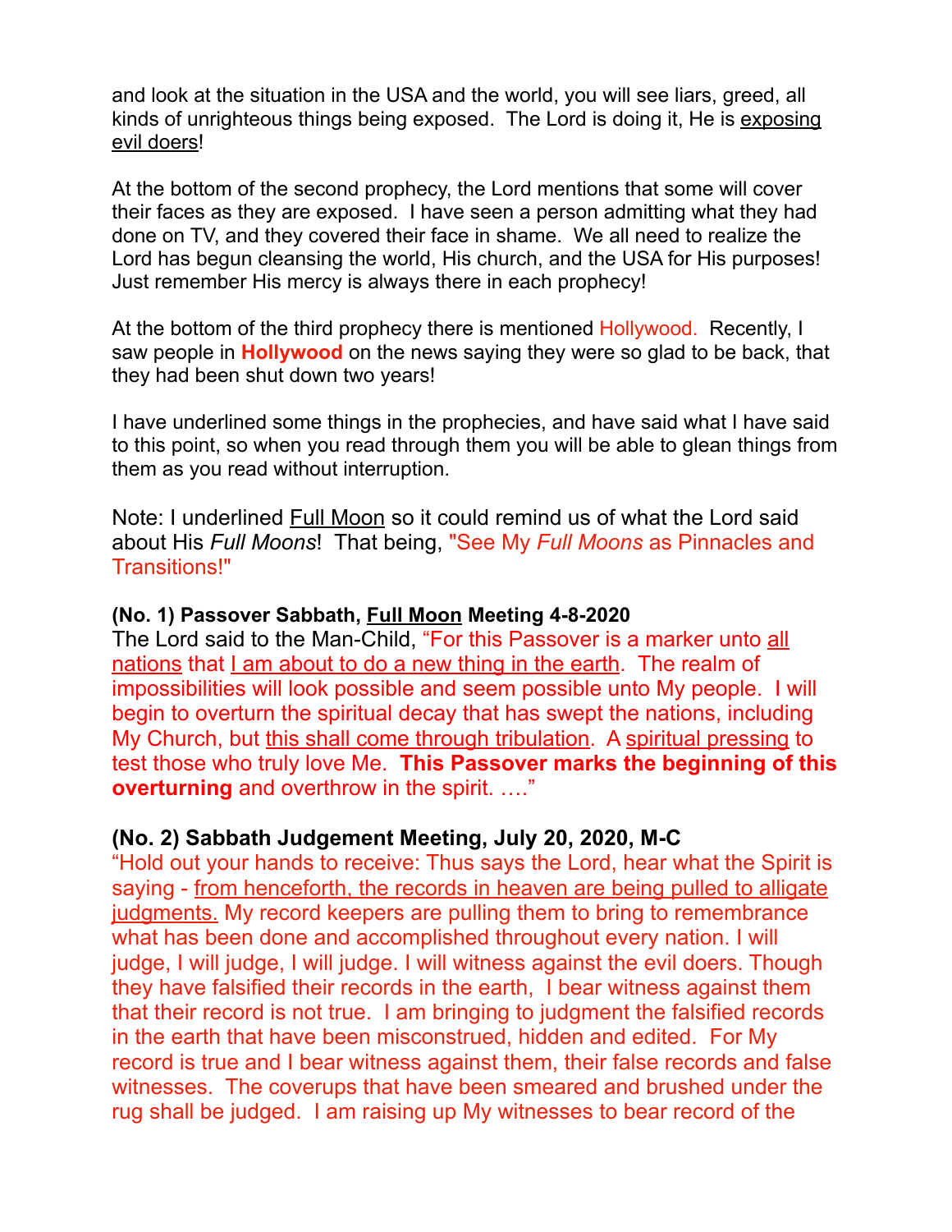and look at the situation in the USA and the world, you will see liars, greed, all kinds of unrighteous things being exposed.  The Lord is doing it, He is exposing evil doers!

At the bottom of the second prophecy, the Lord mentions that some will cover their faces as they are exposed.  I have seen a person admitting what they had done on TV, and they covered their face in shame.  We all need to realize the Lord has begun cleansing the world, His church, and the USA for His purposes!  Just remember His mercy is always there in each prophecy!

At the bottom of the third prophecy there is mentioned Hollywood.  Recently, I saw people in **Hollywood** on the news saying they were so glad to be back, that they had been shut down two years!

I have underlined some things in the prophecies, and have said what I have said to this point, so when you read through them you will be able to glean things from them as you read without interruption.

Note: I underlined Full Moon so it could remind us of what the Lord said about His *Full Moons*!  That being, "See My *Full Moons* as Pinnacles and Transitions!"

**(No. 1) Passover Sabbath, Full Moon Meeting 4-8-2020**

The Lord said to the Man-Child, "For this Passover is a marker unto all nations that I am about to do a new thing in the earth.  The realm of impossibilities will look possible and seem possible unto My people.  I will begin to overturn the spiritual decay that has swept the nations, including My Church, but this shall come through tribulation.  A spiritual pressing to test those who truly love Me.  **This Passover marks the beginning of this overturning** and overthrow in the spirit. …."

**(No. 2) Sabbath Judgement Meeting, July 20, 2020, M-C**

"Hold out your hands to receive: Thus says the Lord, hear what the Spirit is saying - from henceforth, the records in heaven are being pulled to alligate judgments. My record keepers are pulling them to bring to remembrance what has been done and accomplished throughout every nation. I will judge, I will judge, I will judge. I will witness against the evil doers. Though they have falsified their records in the earth,  I bear witness against them that their record is not true.  I am bringing to judgment the falsified records in the earth that have been misconstrued, hidden and edited.  For My record is true and I bear witness against them, their false records and false witnesses.  The coverups that have been smeared and brushed under the rug shall be judged.  I am raising up My witnesses to bear record of the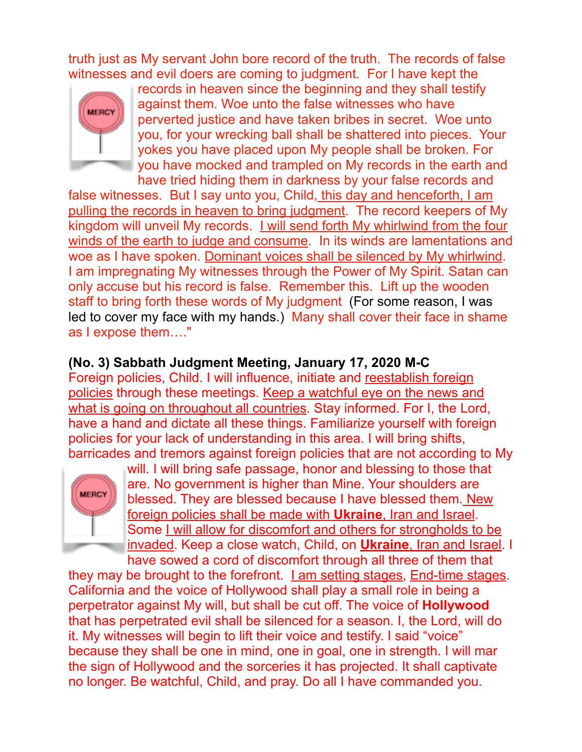truth just as My servant John bore record of the truth. The records of false witnesses and evil doers are coming to judgment. For I have kept the records in heaven since the beginning and they shall testify against them. Woe unto the false witnesses who have perverted justice and have taken bribes in secret. Woe unto you, for your wrecking ball shall be shattered into pieces. Your yokes you have placed upon My people shall be broken. For you have mocked and trampled on My records in the earth and have tried hiding them in darkness by your false records and false witnesses. But I say unto you, Child, this day and henceforth, I am pulling the records in heaven to bring judgment. The record keepers of My kingdom will unveil My records. I will send forth My whirlwind from the four winds of the earth to judge and consume. In its winds are lamentations and woe as I have spoken. Dominant voices shall be silenced by My whirlwind. I am impregnating My witnesses through the Power of My Spirit. Satan can only accuse but his record is false. Remember this. Lift up the wooden staff to bring forth these words of My judgment (For some reason, I was led to cover my face with my hands.) Many shall cover their face in shame as I expose them…."

**(No. 3) Sabbath Judgment Meeting, January 17, 2020 M-C**

Foreign policies, Child. I will influence, initiate and reestablish foreign policies through these meetings. Keep a watchful eye on the news and what is going on throughout all countries. Stay informed. For I, the Lord, have a hand and dictate all these things. Familiarize yourself with foreign policies for your lack of understanding in this area. I will bring shifts, barricades and tremors against foreign policies that are not according to My will. I will bring safe passage, honor and blessing to those that are. No government is higher than Mine. Your shoulders are blessed. They are blessed because I have blessed them. New foreign policies shall be made with **Ukraine**, Iran and Israel. Some I will allow for discomfort and others for strongholds to be invaded. Keep a close watch, Child, on **Ukraine**, Iran and Israel. I have sowed a cord of discomfort through all three of them that they may be brought to the forefront. I am setting stages, End-time stages. California and the voice of Hollywood shall play a small role in being a perpetrator against My will, but shall be cut off. The voice of **Hollywood** that has perpetrated evil shall be silenced for a season. I, the Lord, will do it. My witnesses will begin to lift their voice and testify. I said "voice" because they shall be one in mind, one in goal, one in strength. I will mar the sign of Hollywood and the sorceries it has projected. It shall captivate no longer. Be watchful, Child, and pray. Do all I have commanded you.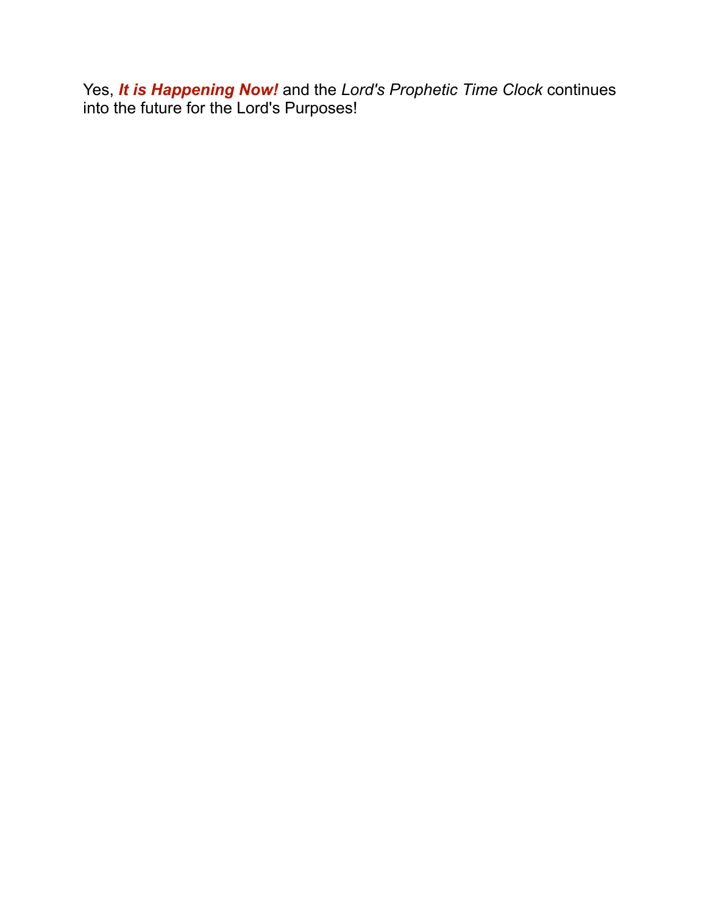Yes, ***It is Happening Now!*** and the *Lord's Prophetic Time Clock* continues into the future for the Lord's Purposes!